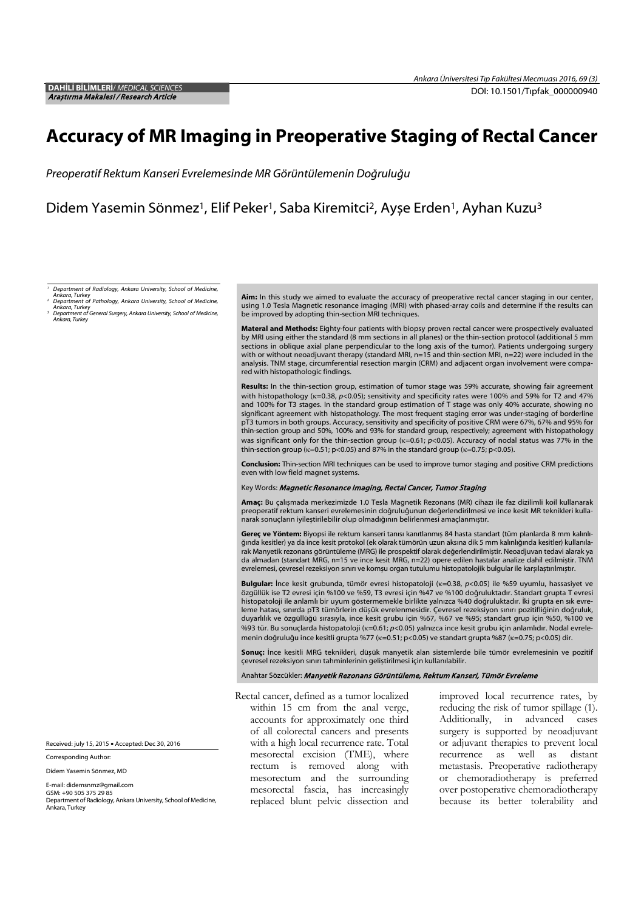**DAHİLİ BİLİMLERİ**/ *MEDICAL SCIENCES*
***Araştırma Makalesi / Research Article***

DOI: 10.1501/Tıpfak_000000940

# Accuracy of MR Imaging in Preoperative Staging of Rectal Cancer

*Preoperatif Rektum Kanseri Evrelemesinde MR Görüntülemenin Doğruluğu*

Didem Yasemin Sönmez[1], Elif Peker[1], Saba Kiremitci[2], Ayşe Erden[1], Ayhan Kuzu[3]

*[1] Department of Radiology, Ankara University, School of Medicine, Ankara, Turkey*
*[2] Department of Pathology, Ankara University, School of Medicine, Ankara, Turkey*
*[3] Department of General Surgery, Ankara University, School of Medicine, Ankara, Turkey*

**Aim:** In this study we aimed to evaluate the accuracy of preoperative rectal cancer staging in our center, using 1.0 Tesla Magnetic resonance imaging (MRI) with phased-array coils and determine if the results can be improved by adopting thin-section MRI techniques.

**Materal and Methods:** Eighty-four patients with biopsy proven rectal cancer were prospectively evaluated by MRI using either the standard (8 mm sections in all planes) or the thin-section protocol (additional 5 mm sections in oblique axial plane perpendicular to the long axis of the tumor). Patients undergoing surgery with or without neoadjuvant therapy (standard MRI, n=15 and thin-section MRI, n=22) were included in the analysis. TNM stage, circumferential resection margin (CRM) and adjacent organ involvement were compared with histopathologic findings.

**Results:** In the thin-section group, estimation of tumor stage was 59% accurate, showing fair agreement with histopathology ($\kappa$=0.38, $p$<0.05); sensitivity and specificity rates were 100% and 59% for T2 and 47% and 100% for T3 stages. In the standard group estimation of T stage was only 40% accurate, showing no significant agreement with histopathology. The most frequent staging error was under-staging of borderline pT3 tumors in both groups. Accuracy, sensitivity and specificity of positive CRM were 67%, 67% and 95% for thin-section group and 50%, 100% and 93% for standard group, respectively; agreement with histopathology was significant only for the thin-section group ($\kappa$=0.61; $p$<0.05). Accuracy of nodal status was 77% in the thin-section group ($\kappa$=0.51; p<0.05) and 87% in the standard group ($\kappa$=0.75; p<0.05).

**Conclusion:** Thin-section MRI techniques can be used to improve tumor staging and positive CRM predictions even with low field magnet systems.

Key Words: ***Magnetic Resonance Imaging, Rectal Cancer, Tumor Staging***

**Amaç:** Bu çalışmada merkezimizde 1.0 Tesla Magnetik Rezonans (MR) cihazı ile faz dizilimli koil kullanarak preoperatif rektum kanseri evrelemesinin doğruluğunun değerlendirilmesi ve ince kesit MR teknikleri kullanarak sonuçların iyileştirilebilir olup olmadığının belirlenmesi amaçlanmıştır.

**Gereç ve Yöntem:** Biyopsi ile rektum kanseri tanısı kanıtlanmış 84 hasta standart (tüm planlarda 8 mm kalınlığında kesitler) ya da ince kesit protokol (ek olarak tümörün uzun aksına dik 5 mm kalınlığında kesitler) kullanılarak Manyetik rezonans görüntüleme (MRG) ile prospektif olarak değerlendirilmiştir. Neoadjuvan tedavi alarak ya da almadan (standart MRG, n=15 ve ince kesit MRG, n=22) opere edilen hastalar analize dahil edilmiştir. TNM evrelemesi, çevresel rezeksiyon sınırı ve komşu organ tutulumu histopatolojik bulgular ile karşılaştırılmıştır.

**Bulgular:** İnce kesit grubunda, tümör evresi histopatoloji ($\kappa$=0.38, $p$<0.05) ile %59 uyumlu, hassasiyet ve özgüllük ise T2 evresi için %100 ve %59, T3 evresi için %47 ve %100 doğruluktadır. Standart grupta T evresi histopatoloji ile anlamlı bir uyum göstermemekle birlikte yalnızca %40 doğruluktadır. İki grupta en sık evreleme hatası, sınırda pT3 tümörlerin düşük evrelenmesidir. Çevresel rezeksiyon sınırı pozitifliğinin doğruluk, duyarlılık ve özgüllüğü sırasıyla, ince kesit grubu için %67, %67 ve %95; standart grup için %50, %100 ve %93 tür. Bu sonuçlarda histopatoloji ($\kappa$=0.61; $p$<0.05) yalnızca ince kesit grubu için anlamlıdır. Nodal evrelemenin doğruluğu ince kesitli grupta %77 ($\kappa$=0.51; p<0.05) ve standart grupta %87 ($\kappa$=0.75; p<0.05) dir.

**Sonuç:** İnce kesitli MRG teknikleri, düşük manyetik alan sistemlerde bile tümör evrelemesinin ve pozitif çevresel rezeksiyon sınırı tahminlerinin geliştirilmesi için kullanılabilir.

Anahtar Sözcükler: ***Manyetik Rezonans Görüntüleme, Rektum Kanseri, Tümör Evreleme***

Received: july 15, 2015 • Accepted: Dec 30, 2016

Corresponding Author:

Didem Yasemin Sönmez, MD

E-mail: didemsnmz@gmail.com
GSM: +90 505 375 29 85
Department of Radiology, Ankara University, School of Medicine, Ankara, Turkey

Rectal cancer, defined as a tumor localized within 15 cm from the anal verge, accounts for approximately one third of all colorectal cancers and presents with a high local recurrence rate. Total mesorectal excision (TME), where rectum is removed along with mesorectum and the surrounding mesorectal fascia, has increasingly replaced blunt pelvic dissection and improved local recurrence rates, by reducing the risk of tumor spillage (1). Additionally, in advanced cases surgery is supported by neoadjuvant or adjuvant therapies to prevent local recurrence as well as distant metastasis. Preoperative radiotherapy or chemoradiotherapy is preferred over postoperative chemoradiotherapy because its better tolerability and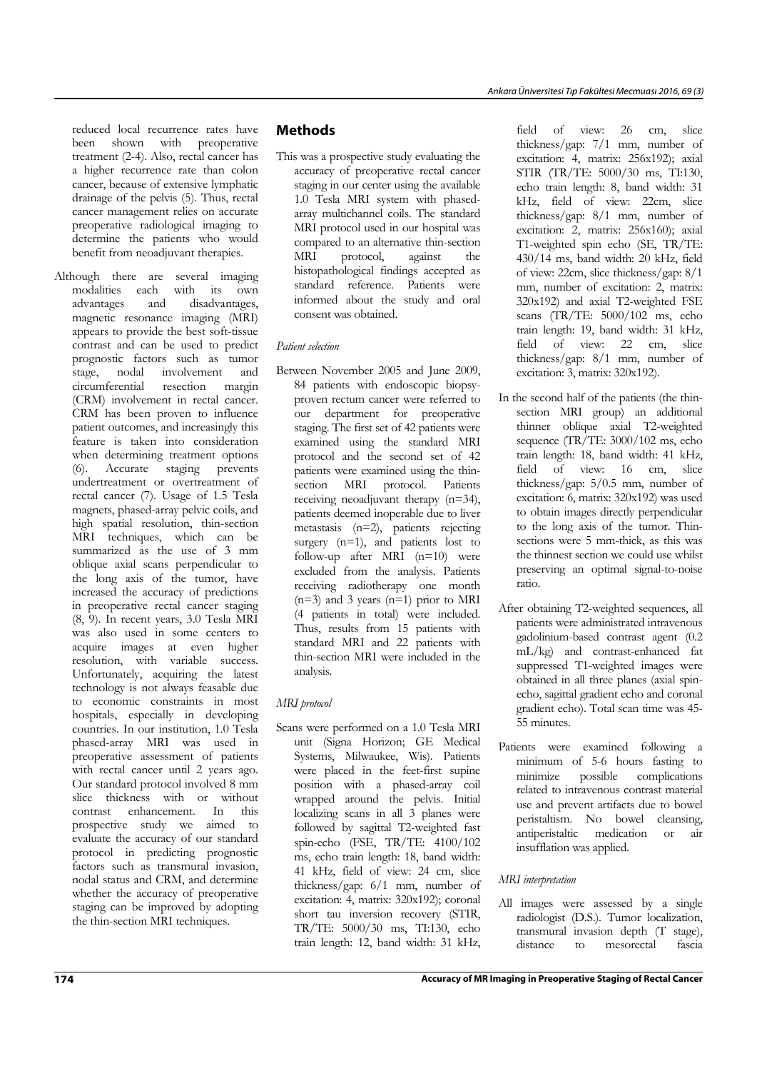reduced local recurrence rates have been shown with preoperative treatment (2-4). Also, rectal cancer has a higher recurrence rate than colon cancer, because of extensive lymphatic drainage of the pelvis (5). Thus, rectal cancer management relies on accurate preoperative radiological imaging to determine the patients who would benefit from neoadjuvant therapies.

Although there are several imaging modalities each with its own advantages and disadvantages, magnetic resonance imaging (MRI) appears to provide the best soft-tissue contrast and can be used to predict prognostic factors such as tumor stage, nodal involvement and circumferential resection margin (CRM) involvement in rectal cancer. CRM has been proven to influence patient outcomes, and increasingly this feature is taken into consideration when determining treatment options (6). Accurate staging prevents undertreatment or overtreatment of rectal cancer (7). Usage of 1.5 Tesla magnets, phased-array pelvic coils, and high spatial resolution, thin-section MRI techniques, which can be summarized as the use of 3 mm oblique axial scans perpendicular to the long axis of the tumor, have increased the accuracy of predictions in preoperative rectal cancer staging (8, 9). In recent years, 3.0 Tesla MRI was also used in some centers to acquire images at even higher resolution, with variable success. Unfortunately, acquiring the latest technology is not always feasable due to economic constraints in most hospitals, especially in developing countries. In our institution, 1.0 Tesla phased-array MRI was used in preoperative assessment of patients with rectal cancer until 2 years ago. Our standard protocol involved 8 mm slice thickness with or without contrast enhancement. In this prospective study we aimed to evaluate the accuracy of our standard protocol in predicting prognostic factors such as transmural invasion, nodal status and CRM, and determine whether the accuracy of preoperative staging can be improved by adopting the thin-section MRI techniques.

## Methods

This was a prospective study evaluating the accuracy of preoperative rectal cancer staging in our center using the available 1.0 Tesla MRI system with phased-array multichannel coils. The standard MRI protocol used in our hospital was compared to an alternative thin-section MRI protocol, against the histopathological findings accepted as standard reference. Patients were informed about the study and oral consent was obtained.

*Patient selection*

Between November 2005 and June 2009, 84 patients with endoscopic biopsy-proven rectum cancer were referred to our department for preoperative staging. The first set of 42 patients were examined using the standard MRI protocol and the second set of 42 patients were examined using the thin-section MRI protocol. Patients receiving neoadjuvant therapy (n=34), patients deemed inoperable due to liver metastasis (n=2), patients rejecting surgery (n=1), and patients lost to follow-up after MRI (n=10) were excluded from the analysis. Patients receiving radiotherapy one month (n=3) and 3 years (n=1) prior to MRI (4 patients in total) were included. Thus, results from 15 patients with standard MRI and 22 patients with thin-section MRI were included in the analysis.

*MRI protocol*

Scans were performed on a 1.0 Tesla MRI unit (Signa Horizon; GE Medical Systems, Milwaukee, Wis). Patients were placed in the feet-first supine position with a phased-array coil wrapped around the pelvis. Initial localizing scans in all 3 planes were followed by sagittal T2-weighted fast spin-echo (FSE, TR/TE: 4100/102 ms, echo train length: 18, band width: 41 kHz, field of view: 24 cm, slice thickness/gap: 6/1 mm, number of excitation: 4, matrix: 320x192); coronal short tau inversion recovery (STIR, TR/TE: 5000/30 ms, TI:130, echo train length: 12, band width: 31 kHz, field of view: 26 cm, slice thickness/gap: 7/1 mm, number of excitation: 4, matrix: 256x192); axial STIR (TR/TE: 5000/30 ms, TI:130, echo train length: 8, band width: 31 kHz, field of view: 22cm, slice thickness/gap: 8/1 mm, number of excitation: 2, matrix: 256x160); axial T1-weighted spin echo (SE, TR/TE: 430/14 ms, band width: 20 kHz, field of view: 22cm, slice thickness/gap: 8/1 mm, number of excitation: 2, matrix: 320x192) and axial T2-weighted FSE scans (TR/TE: 5000/102 ms, echo train length: 19, band width: 31 kHz, field of view: 22 cm, slice thickness/gap: 8/1 mm, number of excitation: 3, matrix: 320x192).

In the second half of the patients (the thin-section MRI group) an additional thinner oblique axial T2-weighted sequence (TR/TE: 3000/102 ms, echo train length: 18, band width: 41 kHz, field of view: 16 cm, slice thickness/gap: 5/0.5 mm, number of excitation: 6, matrix: 320x192) was used to obtain images directly perpendicular to the long axis of the tumor. Thin-sections were 5 mm-thick, as this was the thinnest section we could use whilst preserving an optimal signal-to-noise ratio.

After obtaining T2-weighted sequences, all patients were administrated intravenous gadolinium-based contrast agent (0.2 mL/kg) and contrast-enhanced fat suppressed T1-weighted images were obtained in all three planes (axial spin-echo, sagittal gradient echo and coronal gradient echo). Total scan time was 45-55 minutes.

Patients were examined following a minimum of 5-6 hours fasting to minimize possible complications related to intravenous contrast material use and prevent artifacts due to bowel peristaltism. No bowel cleansing, antiperistaltic medication or air insufflation was applied.

*MRI interpretation*

All images were assessed by a single radiologist (D.S.). Tumor localization, transmural invasion depth (T stage), distance to mesorectal fascia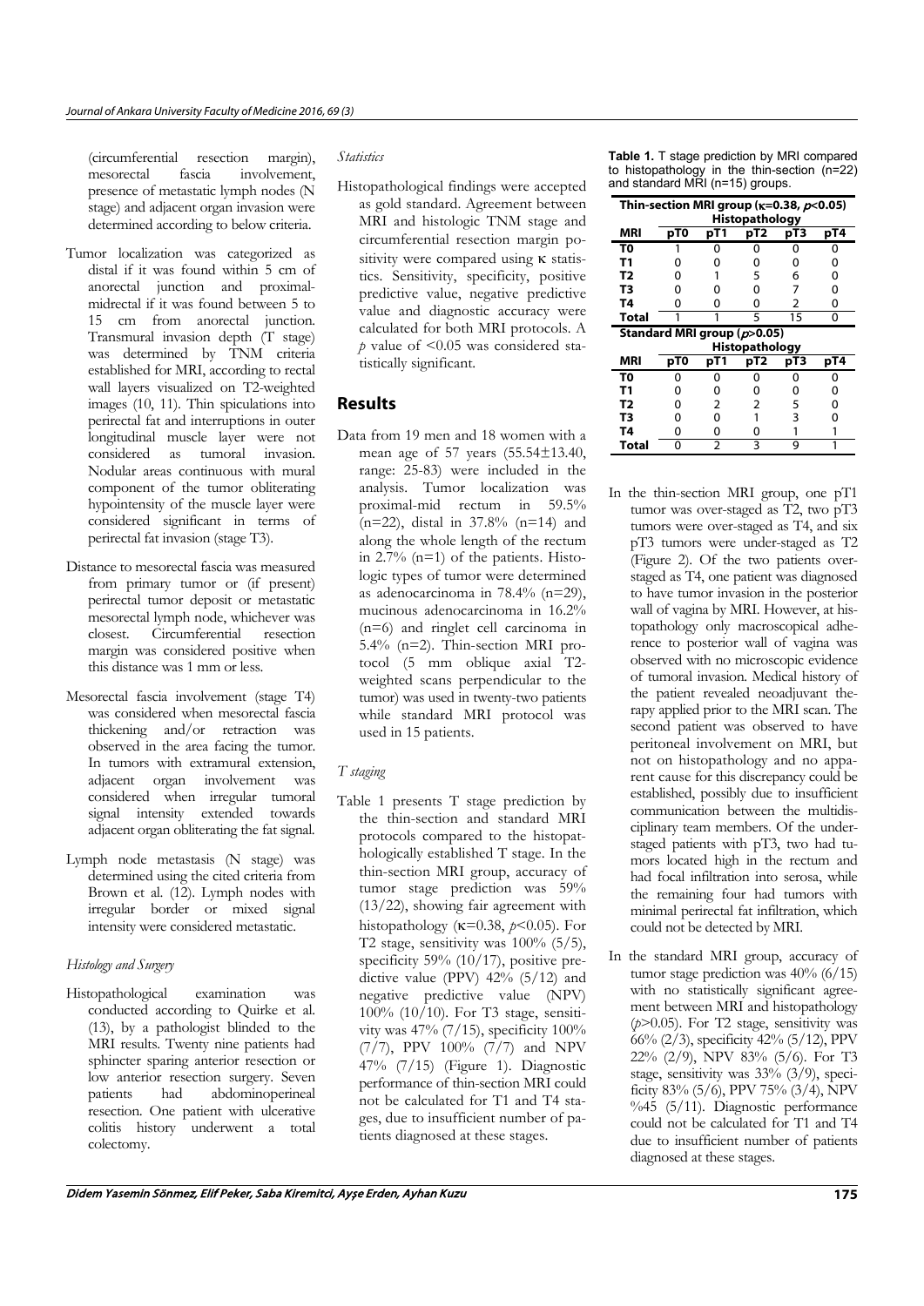(circumferential resection margin), mesorectal fascia involvement, presence of metastatic lymph nodes (N stage) and adjacent organ invasion were determined according to below criteria.

Tumor localization was categorized as distal if it was found within 5 cm of anorectal junction and proximal-midrectal if it was found between 5 to 15 cm from anorectal junction. Transmural invasion depth (T stage) was determined by TNM criteria established for MRI, according to rectal wall layers visualized on T2-weighted images (10, 11). Thin spiculations into perirectal fat and interruptions in outer longitudinal muscle layer were not considered as tumoral invasion. Nodular areas continuous with mural component of the tumor obliterating hypointensity of the muscle layer were considered significant in terms of perirectal fat invasion (stage T3).

Distance to mesorectal fascia was measured from primary tumor or (if present) perirectal tumor deposit or metastatic mesorectal lymph node, whichever was closest. Circumferential resection margin was considered positive when this distance was 1 mm or less.

Mesorectal fascia involvement (stage T4) was considered when mesorectal fascia thickening and/or retraction was observed in the area facing the tumor. In tumors with extramural extension, adjacent organ involvement was considered when irregular tumoral signal intensity extended towards adjacent organ obliterating the fat signal.

Lymph node metastasis (N stage) was determined using the cited criteria from Brown et al. (12). Lymph nodes with irregular border or mixed signal intensity were considered metastatic.

### *Histology and Surgery*

Histopathological examination was conducted according to Quirke et al. (13), by a pathologist blinded to the MRI results. Twenty nine patients had sphincter sparing anterior resection or low anterior resection surgery. Seven patients had abdominoperineal resection. One patient with ulcerative colitis history underwent a total colectomy.

### *Statistics*

Histopathological findings were accepted as gold standard. Agreement between MRI and histologic TNM stage and circumferential resection margin positivity were compared using κ statistics. Sensitivity, specificity, positive predictive value, negative predictive value and diagnostic accuracy were calculated for both MRI protocols. A $p$ value of <0.05 was considered statistically significant.

## Results

Data from 19 men and 18 women with a mean age of 57 years (55.54±13.40, range: 25-83) were included in the analysis. Tumor localization was proximal-mid rectum in 59.5% (n=22), distal in 37.8% (n=14) and along the whole length of the rectum in 2.7% (n=1) of the patients. Histologic types of tumor were determined as adenocarcinoma in 78.4% (n=29), mucinous adenocarcinoma in 16.2% (n=6) and ringlet cell carcinoma in 5.4% (n=2). Thin-section MRI protocol (5 mm oblique axial T2-weighted scans perpendicular to the tumor) was used in twenty-two patients while standard MRI protocol was used in 15 patients.

### *T staging*

Table 1 presents T stage prediction by the thin-section and standard MRI protocols compared to the histopathologically established T stage. In the thin-section MRI group, accuracy of tumor stage prediction was 59% (13/22), showing fair agreement with histopathology (κ=0.38, $p$<0.05). For T2 stage, sensitivity was 100% (5/5), specificity 59% (10/17), positive predictive value (PPV) 42% (5/12) and negative predictive value (NPV) 100% (10/10). For T3 stage, sensitivity was 47% (7/15), specificity 100% (7/7), PPV 100% (7/7) and NPV 47% (7/15) (Figure 1). Diagnostic performance of thin-section MRI could not be calculated for T1 and T4 stages, due to insufficient number of patients diagnosed at these stages.

**Table 1.** T stage prediction by MRI compared to histopathology in the thin-section (n=22) and standard MRI (n=15) groups.

| Thin-section MRI group (κ=0.38, $p$<0.05) | | | | | |
|---|---|---|---|---|---|
| | Histopathology | | | | |
| **MRI** | **pT0** | **pT1** | **pT2** | **pT3** | **pT4** |
| **T0** | 1 | 0 | 0 | 0 | 0 |
| **T1** | 0 | 0 | 0 | 0 | 0 |
| **T2** | 0 | 1 | 5 | 6 | 0 |
| **T3** | 0 | 0 | 0 | 7 | 0 |
| **T4** | 0 | 0 | 0 | 2 | 0 |
| **Total** | 1 | 1 | 5 | 15 | 0 |
| **Standard MRI group ($p$>0.05)** | | | | | |
| | Histopathology | | | | |
| **MRI** | **pT0** | **pT1** | **pT2** | **pT3** | **pT4** |
| **T0** | 0 | 0 | 0 | 0 | 0 |
| **T1** | 0 | 0 | 0 | 0 | 0 |
| **T2** | 0 | 2 | 2 | 5 | 0 |
| **T3** | 0 | 0 | 1 | 3 | 0 |
| **T4** | 0 | 0 | 0 | 1 | 1 |
| **Total** | 0 | 2 | 3 | 9 | 1 |

In the thin-section MRI group, one pT1 tumor was over-staged as T2, two pT3 tumors were over-staged as T4, and six pT3 tumors were under-staged as T2 (Figure 2). Of the two patients over-staged as T4, one patient was diagnosed to have tumor invasion in the posterior wall of vagina by MRI. However, at histopathology only macroscopical adherence to posterior wall of vagina was observed with no microscopic evidence of tumoral invasion. Medical history of the patient revealed neoadjuvant therapy applied prior to the MRI scan. The second patient was observed to have peritoneal involvement on MRI, but not on histopathology and no apparent cause for this discrepancy could be established, possibly due to insufficient communication between the multidisciplinary team members. Of the under-staged patients with pT3, two had tumors located high in the rectum and had focal infiltration into serosa, while the remaining four had tumors with minimal perirectal fat infiltration, which could not be detected by MRI.

In the standard MRI group, accuracy of tumor stage prediction was 40% (6/15) with no statistically significant agreement between MRI and histopathology ($p$>0.05). For T2 stage, sensitivity was 66% (2/3), specificity 42% (5/12), PPV 22% (2/9), NPV 83% (5/6). For T3 stage, sensitivity was 33% (3/9), specificity 83% (5/6), PPV 75% (3/4), NPV %45 (5/11). Diagnostic performance could not be calculated for T1 and T4 due to insufficient number of patients diagnosed at these stages.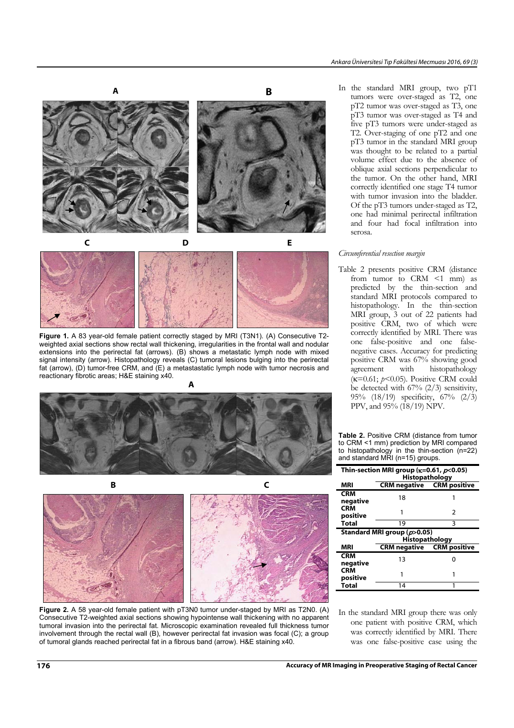**Figure 1.** A 83 year-old female patient correctly staged by MRI (T3N1). (A) Consecutive T2-weighted axial sections show rectal wall thickening, irregularities in the frontal wall and nodular extensions into the perirectal fat (arrows). (B) shows a metastatic lymph node with mixed signal intensity (arrow). Histopathology reveals (C) tumoral lesions bulging into the perirectal fat (arrow), (D) tumor-free CRM, and (E) a metastastatic lymph node with tumor necrosis and reactionary fibrotic areas; H&E staining x40.

**Figure 2.** A 58 year-old female patient with pT3N0 tumor under-staged by MRI as T2N0. (A) Consecutive T2-weighted axial sections showing hypointense wall thickening with no apparent tumoral invasion into the perirectal fat. Microscopic examination revealed full thickness tumor involvement through the rectal wall (B), however perirectal fat invasion was focal (C); a group of tumoral glands reached perirectal fat in a fibrous band (arrow). H&E staining x40.

In the standard MRI group, two pT1 tumors were over-staged as T2, one pT2 tumor was over-staged as T3, one pT3 tumor was over-staged as T4 and five pT3 tumors were under-staged as T2. Over-staging of one pT2 and one pT3 tumor in the standard MRI group was thought to be related to a partial volume effect due to the absence of oblique axial sections perpendicular to the tumor. On the other hand, MRI correctly identified one stage T4 tumor with tumor invasion into the bladder. Of the pT3 tumors under-staged as T2, one had minimal perirectal infiltration and four had focal infiltration into serosa.

*Circumferential resection margin*

Table 2 presents positive CRM (distance from tumor to CRM <1 mm) as predicted by the thin-section and standard MRI protocols compared to histopathology. In the thin-section MRI group, 3 out of 22 patients had positive CRM, two of which were correctly identified by MRI. There was one false-positive and one false-negative cases. Accuracy for predicting positive CRM was 67% showing good agreement with histopathology ($\kappa$=0.61; $p$<0.05). Positive CRM could be detected with 67% (2/3) sensitivity, 95% (18/19) specificity, 67% (2/3) PPV, and 95% (18/19) NPV.

**Table 2.** Positive CRM (distance from tumor to CRM <1 mm) prediction by MRI compared to histopathology in the thin-section (n=22) and standard MRI (n=15) groups.

| **Thin-section MRI group ($\kappa$=0.61, $p$<0.05)** | **Histopathology** | |
|---|---|---|
| **MRI** | **CRM negative** | **CRM positive** |
| **CRM negative** | 18 | 1 |
| **CRM positive** | 1 | 2 |
| **Total** | 19 | 3 |
| **Standard MRI group ($p$>0.05)** | **Histopathology** | |
| **MRI** | **CRM negative** | **CRM positive** |
| **CRM negative** | 13 | 0 |
| **CRM positive** | 1 | 1 |
| **Total** | 14 | 1 |

In the standard MRI group there was only one patient with positive CRM, which was correctly identified by MRI. There was one false-positive case using the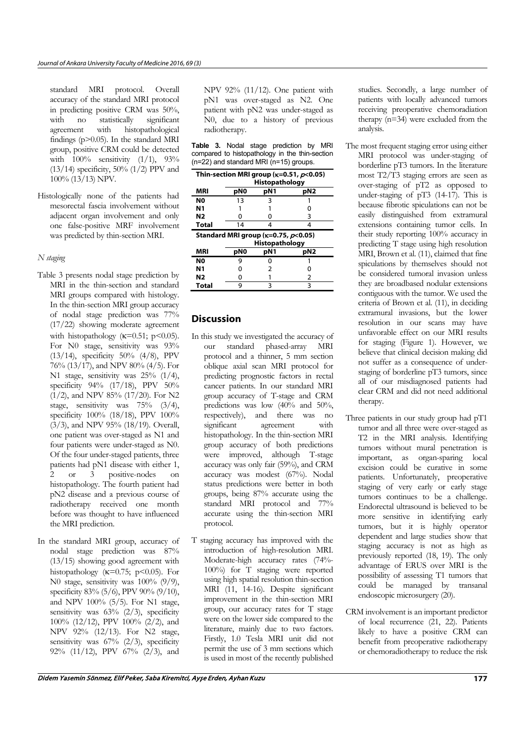standard MRI protocol. Overall accuracy of the standard MRI protocol in predicting positive CRM was 50%, with no statistically significant agreement with histopathological findings (p>0.05). In the standard MRI group, positive CRM could be detected with 100% sensitivity (1/1), 93% (13/14) specificity, 50% (1/2) PPV and 100% (13/13) NPV.

Histologically none of the patients had mesorectal fascia involvement without adjacent organ involvement and only one false-positive MRF involvement was predicted by thin-section MRI.

*N staging*

Table 3 presents nodal stage prediction by MRI in the thin-section and standard MRI groups compared with histology. In the thin-section MRI group accuracy of nodal stage prediction was 77% (17/22) showing moderate agreement with histopathology (κ=0.51; p<0.05). For N0 stage, sensitivity was 93% (13/14), specificity 50% (4/8), PPV 76% (13/17), and NPV 80% (4/5). For N1 stage, sensitivity was 25% (1/4), specificity 94% (17/18), PPV 50% (1/2), and NPV 85% (17/20). For N2 stage, sensitivity was 75% (3/4), specificity 100% (18/18), PPV 100% (3/3), and NPV 95% (18/19). Overall, one patient was over-staged as N1 and four patients were under-staged as N0. Of the four under-staged patients, three patients had pN1 disease with either 1, 2 or 3 positive-nodes on histopathology. The fourth patient had pN2 disease and a previous course of radiotherapy received one month before was thought to have influenced the MRI prediction.

In the standard MRI group, accuracy of nodal stage prediction was 87% (13/15) showing good agreement with histopathology (κ=0.75; p<0.05). For N0 stage, sensitivity was 100% (9/9), specificity 83% (5/6), PPV 90% (9/10), and NPV 100% (5/5). For N1 stage, sensitivity was 63% (2/3), specificity 100% (12/12), PPV 100% (2/2), and NPV 92% (12/13). For N2 stage, sensitivity was 67% (2/3), specificity 92% (11/12), PPV 67% (2/3), and NPV 92% (11/12). One patient with pN1 was over-staged as N2. One patient with pN2 was under-staged as N0, due to a history of previous radiotherapy.

**Table 3.** Nodal stage prediction by MRI compared to histopathology in the thin-section (n=22) and standard MRI (n=15) groups.

| **Thin-section MRI group (κ=0.51, *p*<0.05)** | | | |
|---|---|---|---|
| | **Histopathology** | | |
| **MRI** | **pN0** | **pN1** | **pN2** |
| **N0** | 13 | 3 | 1 |
| **N1** | 1 | 1 | 0 |
| **N2** | 0 | 0 | 3 |
| **Total** | 14 | 4 | 4 |
| **Standard MRI group (κ=0.75, *p*<0.05)** | | | |
| | **Histopathology** | | |
| **MRI** | **pN0** | **pN1** | **pN2** |
| **N0** | 9 | 0 | 1 |
| **N1** | 0 | 2 | 0 |
| **N2** | 0 | 1 | 2 |
| **Total** | 9 | 3 | 3 |

## Discussion

In this study we investigated the accuracy of our standard phased-array MRI protocol and a thinner, 5 mm section oblique axial scan MRI protocol for predicting prognostic factors in rectal cancer patients. In our standard MRI group accuracy of T-stage and CRM predictions was low (40% and 50%, respectively), and there was no significant agreement with histopathology. In the thin-section MRI group accuracy of both predictions were improved, although T-stage accuracy was only fair (59%), and CRM accuracy was modest (67%). Nodal status predictions were better in both groups, being 87% accurate using the standard MRI protocol and 77% accurate using the thin-section MRI protocol.

T staging accuracy has improved with the introduction of high-resolution MRI. Moderate-high accuracy rates (74%-100%) for T staging were reported using high spatial resolution thin-section MRI (11, 14-16). Despite significant improvement in the thin-section MRI group, our accuracy rates for T stage were on the lower side compared to the literature, mainly due to two factors. Firstly, 1.0 Tesla MRI unit did not permit the use of 3 mm sections which is used in most of the recently published studies. Secondly, a large number of patients with locally advanced tumors receiving preoperative chemoradiation therapy (n=34) were excluded from the analysis.

The most frequent staging error using either MRI protocol was under-staging of borderline pT3 tumors. In the literature most T2/T3 staging errors are seen as over-staging of pT2 as opposed to under-staging of pT3 (14-17). This is because fibrotic spiculations can not be easily distinguished from extramural extensions containing tumor cells. In their study reporting 100% accuracy in predicting T stage using high resolution MRI, Brown et al. (11), claimed that fine spiculations by themselves should not be considered tumoral invasion unless they are broadbased nodular extensions contiguous with the tumor. We used the criteria of Brown et al. (11), in deciding extramural invasions, but the lower resolution in our scans may have unfavorable effect on our MRI results for staging (Figure 1). However, we believe that clinical decision making did not suffer as a consequence of under-staging of borderline pT3 tumors, since all of our misdiagnosed patients had clear CRM and did not need additional therapy.

Three patients in our study group had pT1 tumor and all three were over-staged as T2 in the MRI analysis. Identifying tumors without mural penetration is important, as organ-sparing local excision could be curative in some patients. Unfortunately, preoperative staging of very early or early stage tumors continues to be a challenge. Endorectal ultrasound is believed to be more sensitive in identifying early tumors, but it is highly operator dependent and large studies show that staging accuracy is not as high as previously reported (18, 19). The only advantage of ERUS over MRI is the possibility of assessing T1 tumors that could be managed by transanal endoscopic microsurgery (20).

CRM involvement is an important predictor of local recurrence (21, 22). Patients likely to have a positive CRM can benefit from preoperative radiotherapy or chemoradiotherapy to reduce the risk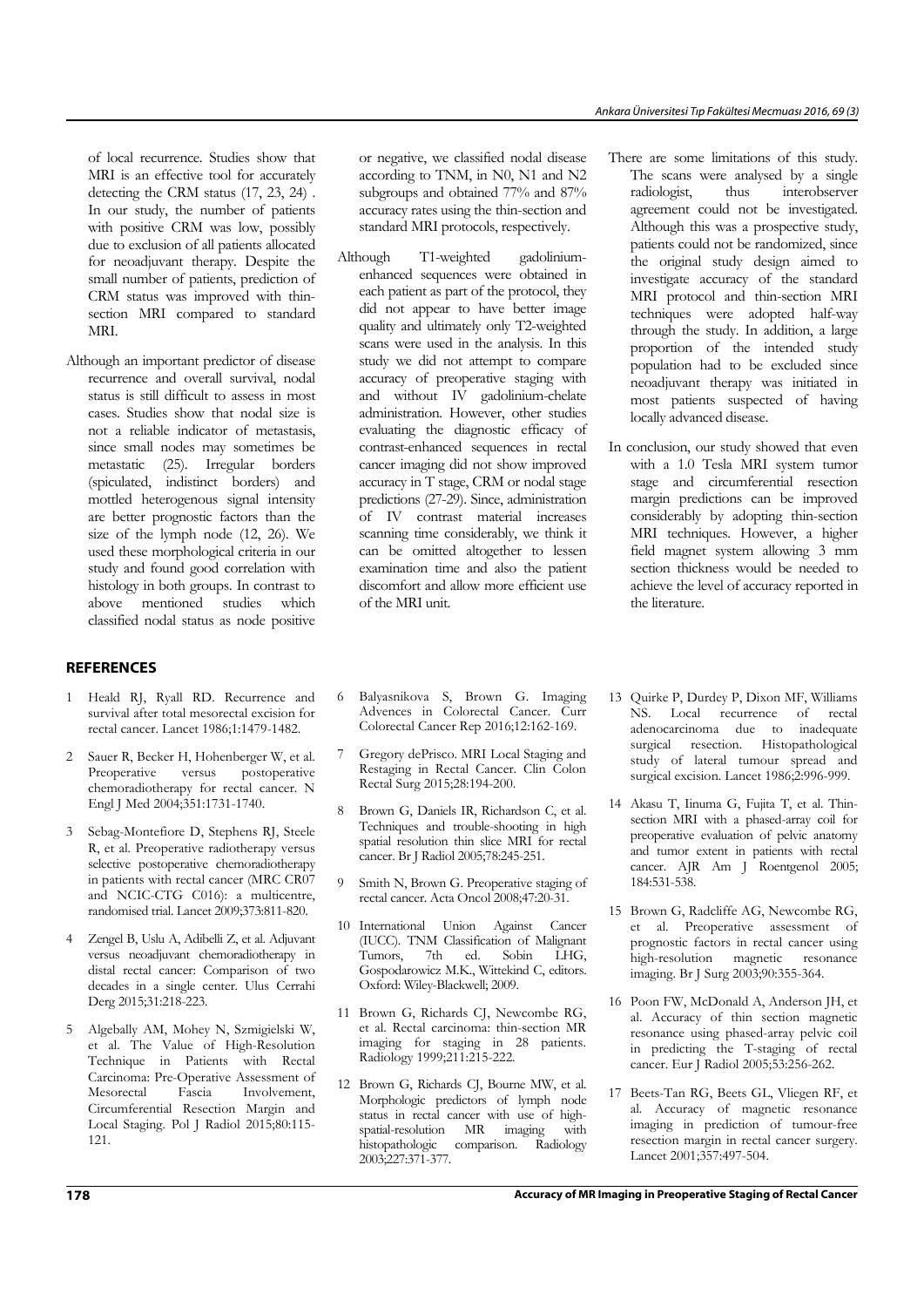of local recurrence. Studies show that MRI is an effective tool for accurately detecting the CRM status (17, 23, 24) . In our study, the number of patients with positive CRM was low, possibly due to exclusion of all patients allocated for neoadjuvant therapy. Despite the small number of patients, prediction of CRM status was improved with thin-section MRI compared to standard MRI.

Although an important predictor of disease recurrence and overall survival, nodal status is still difficult to assess in most cases. Studies show that nodal size is not a reliable indicator of metastasis, since small nodes may sometimes be metastatic (25). Irregular borders (spiculated, indistinct borders) and mottled heterogenous signal intensity are better prognostic factors than the size of the lymph node (12, 26). We used these morphological criteria in our study and found good correlation with histology in both groups. In contrast to above mentioned studies which classified nodal status as node positive or negative, we classified nodal disease according to TNM, in N0, N1 and N2 subgroups and obtained 77% and 87% accuracy rates using the thin-section and standard MRI protocols, respectively.

Although T1-weighted gadolinium-enhanced sequences were obtained in each patient as part of the protocol, they did not appear to have better image quality and ultimately only T2-weighted scans were used in the analysis. In this study we did not attempt to compare accuracy of preoperative staging with and without IV gadolinium-chelate administration. However, other studies evaluating the diagnostic efficacy of contrast-enhanced sequences in rectal cancer imaging did not show improved accuracy in T stage, CRM or nodal stage predictions (27-29). Since, administration of IV contrast material increases scanning time considerably, we think it can be omitted altogether to lessen examination time and also the patient discomfort and allow more efficient use of the MRI unit.

There are some limitations of this study. The scans were analysed by a single radiologist, thus interobserver agreement could not be investigated. Although this was a prospective study, patients could not be randomized, since the original study design aimed to investigate accuracy of the standard MRI protocol and thin-section MRI techniques were adopted half-way through the study. In addition, a large proportion of the intended study population had to be excluded since neoadjuvant therapy was initiated in most patients suspected of having locally advanced disease.

In conclusion, our study showed that even with a 1.0 Tesla MRI system tumor stage and circumferential resection margin predictions can be improved considerably by adopting thin-section MRI techniques. However, a higher field magnet system allowing 3 mm section thickness would be needed to achieve the level of accuracy reported in the literature.

## REFERENCES

1. Heald RJ, Ryall RD. Recurrence and survival after total mesorectal excision for rectal cancer. Lancet 1986;1:1479-1482.
2. Sauer R, Becker H, Hohenberger W, et al. Preoperative versus postoperative chemoradiotherapy for rectal cancer. N Engl J Med 2004;351:1731-1740.
3. Sebag-Montefiore D, Stephens RJ, Steele R, et al. Preoperative radiotherapy versus selective postoperative chemoradiotherapy in patients with rectal cancer (MRC CR07 and NCIC-CTG C016): a multicentre, randomised trial. Lancet 2009;373:811-820.
4. Zengel B, Uslu A, Adibelli Z, et al. Adjuvant versus neoadjuvant chemoradiotherapy in distal rectal cancer: Comparison of two decades in a single center. Ulus Cerrahi Derg 2015;31:218-223.
5. Algebally AM, Mohey N, Szmigielski W, et al. The Value of High-Resolution Technique in Patients with Rectal Carcinoma: Pre-Operative Assessment of Mesorectal Fascia Involvement, Circumferential Resection Margin and Local Staging. Pol J Radiol 2015;80:115-121.
6. Balyasnikova S, Brown G. Imaging Advences in Colorectal Cancer. Curr Colorectal Cancer Rep 2016;12:162-169.
7. Gregory dePrisco. MRI Local Staging and Restaging in Rectal Cancer. Clin Colon Rectal Surg 2015;28:194-200.
8. Brown G, Daniels IR, Richardson C, et al. Techniques and trouble-shooting in high spatial resolution thin slice MRI for rectal cancer. Br J Radiol 2005;78:245-251.
9. Smith N, Brown G. Preoperative staging of rectal cancer. Acta Oncol 2008;47:20-31.
10. International Union Against Cancer (IUCC). TNM Classification of Malignant Tumors, 7th ed. Sobin LHG, Gospodarowicz M.K., Wittekind C, editors. Oxford: Wiley-Blackwell; 2009.
11. Brown G, Richards CJ, Newcombe RG, et al. Rectal carcinoma: thin-section MR imaging for staging in 28 patients. Radiology 1999;211:215-222.
12. Brown G, Richards CJ, Bourne MW, et al. Morphologic predictors of lymph node status in rectal cancer with use of high-spatial-resolution MR imaging with histopathologic comparison. Radiology 2003;227:371-377.
13. Quirke P, Durdey P, Dixon MF, Williams NS. Local recurrence of rectal adenocarcinoma due to inadequate surgical resection. Histopathological study of lateral tumour spread and surgical excision. Lancet 1986;2:996-999.
14. Akasu T, Iinuma G, Fujita T, et al. Thin-section MRI with a phased-array coil for preoperative evaluation of pelvic anatomy and tumor extent in patients with rectal cancer. AJR Am J Roentgenol 2005; 184:531-538.
15. Brown G, Radcliffe AG, Newcombe RG, et al. Preoperative assessment of prognostic factors in rectal cancer using high-resolution magnetic resonance imaging. Br J Surg 2003;90:355-364.
16. Poon FW, McDonald A, Anderson JH, et al. Accuracy of thin section magnetic resonance using phased-array pelvic coil in predicting the T-staging of rectal cancer. Eur J Radiol 2005;53:256-262.
17. Beets-Tan RG, Beets GL, Vliegen RF, et al. Accuracy of magnetic resonance imaging in prediction of tumour-free resection margin in rectal cancer surgery. Lancet 2001;357:497-504.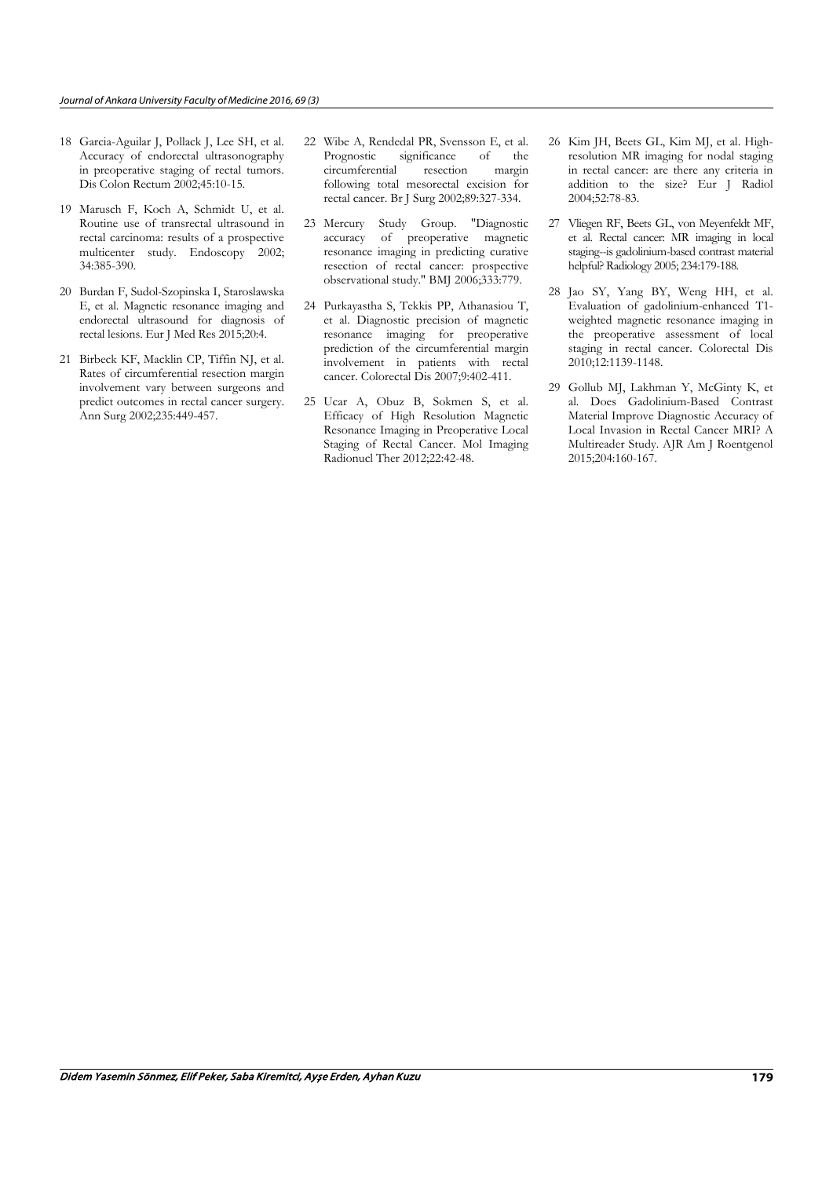18 Garcia-Aguilar J, Pollack J, Lee SH, et al. Accuracy of endorectal ultrasonography in preoperative staging of rectal tumors. Dis Colon Rectum 2002;45:10-15.

19 Marusch F, Koch A, Schmidt U, et al. Routine use of transrectal ultrasound in rectal carcinoma: results of a prospective multicenter study. Endoscopy 2002; 34:385-390.

20 Burdan F, Sudol-Szopinska I, Staroslawska E, et al. Magnetic resonance imaging and endorectal ultrasound for diagnosis of rectal lesions. Eur J Med Res 2015;20:4.

21 Birbeck KF, Macklin CP, Tiffin NJ, et al. Rates of circumferential resection margin involvement vary between surgeons and predict outcomes in rectal cancer surgery. Ann Surg 2002;235:449-457.

22 Wibe A, Rendedal PR, Svensson E, et al. Prognostic significance of the circumferential resection margin following total mesorectal excision for rectal cancer. Br J Surg 2002;89:327-334.

23 Mercury Study Group. "Diagnostic accuracy of preoperative magnetic resonance imaging in predicting curative resection of rectal cancer: prospective observational study." BMJ 2006;333:779.

24 Purkayastha S, Tekkis PP, Athanasiou T, et al. Diagnostic precision of magnetic resonance imaging for preoperative prediction of the circumferential margin involvement in patients with rectal cancer. Colorectal Dis 2007;9:402-411.

25 Ucar A, Obuz B, Sokmen S, et al. Efficacy of High Resolution Magnetic Resonance Imaging in Preoperative Local Staging of Rectal Cancer. Mol Imaging Radionucl Ther 2012;22:42-48.

26 Kim JH, Beets GL, Kim MJ, et al. High-resolution MR imaging for nodal staging in rectal cancer: are there any criteria in addition to the size? Eur J Radiol 2004;52:78-83.

27 Vliegen RF, Beets GL, von Meyenfeldt MF, et al. Rectal cancer: MR imaging in local staging--is gadolinium-based contrast material helpful? Radiology 2005; 234:179-188.

28 Jao SY, Yang BY, Weng HH, et al. Evaluation of gadolinium-enhanced T1-weighted magnetic resonance imaging in the preoperative assessment of local staging in rectal cancer. Colorectal Dis 2010;12:1139-1148.

29 Gollub MJ, Lakhman Y, McGinty K, et al. Does Gadolinium-Based Contrast Material Improve Diagnostic Accuracy of Local Invasion in Rectal Cancer MRI? A Multireader Study. AJR Am J Roentgenol 2015;204:160-167.